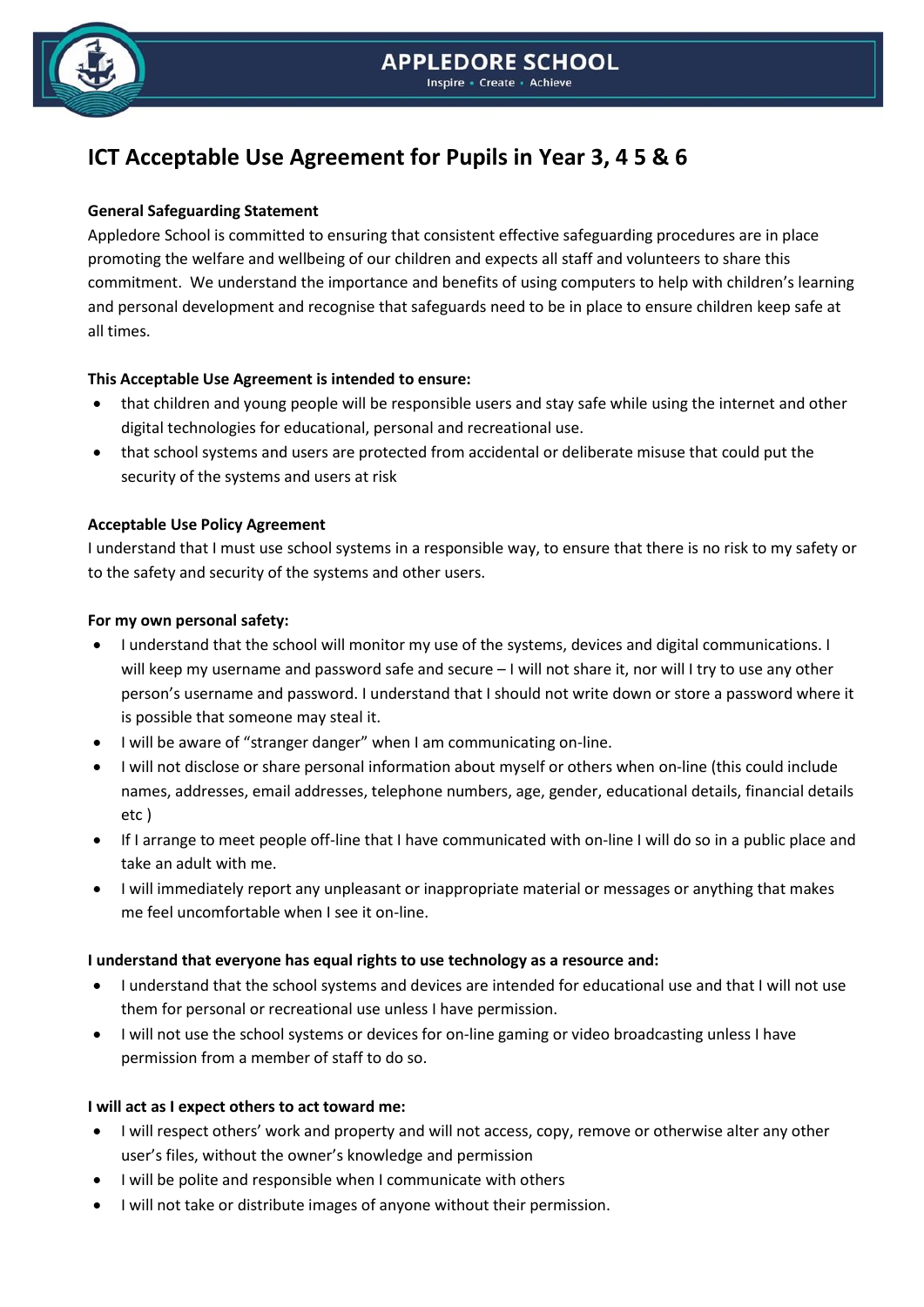APPLEDORE SCHOOL

Inspire • Create • Achieve

# ICT Acceptable Use Agreement for Pupils in Year 3, 4 5 & 6

**General Safeguarding Statement**

Appledore School is committed to ensuring that consistent effective safeguarding procedures are in place promoting the welfare and wellbeing of our children and expects all staff and volunteers to share this commitment. We understand the importance and benefits of using computers to help with children's learning and personal development and recognise that safeguards need to be in place to ensure children keep safe at all times.

**This Acceptable Use Agreement is intended to ensure:**

- that children and young people will be responsible users and stay safe while using the internet and other digital technologies for educational, personal and recreational use.
- that school systems and users are protected from accidental or deliberate misuse that could put the security of the systems and users at risk

**Acceptable Use Policy Agreement**

I understand that I must use school systems in a responsible way, to ensure that there is no risk to my safety or to the safety and security of the systems and other users.

**For my own personal safety:**

- I understand that the school will monitor my use of the systems, devices and digital communications. I will keep my username and password safe and secure – I will not share it, nor will I try to use any other person's username and password. I understand that I should not write down or store a password where it is possible that someone may steal it.
- I will be aware of "stranger danger" when I am communicating on-line.
- I will not disclose or share personal information about myself or others when on-line (this could include names, addresses, email addresses, telephone numbers, age, gender, educational details, financial details etc )
- If I arrange to meet people off-line that I have communicated with on-line I will do so in a public place and take an adult with me.
- I will immediately report any unpleasant or inappropriate material or messages or anything that makes me feel uncomfortable when I see it on-line.

**I understand that everyone has equal rights to use technology as a resource and:**

- I understand that the school systems and devices are intended for educational use and that I will not use them for personal or recreational use unless I have permission.
- I will not use the school systems or devices for on-line gaming or video broadcasting unless I have permission from a member of staff to do so.

**I will act as I expect others to act toward me:**

- I will respect others' work and property and will not access, copy, remove or otherwise alter any other user's files, without the owner's knowledge and permission
- I will be polite and responsible when I communicate with others
- I will not take or distribute images of anyone without their permission.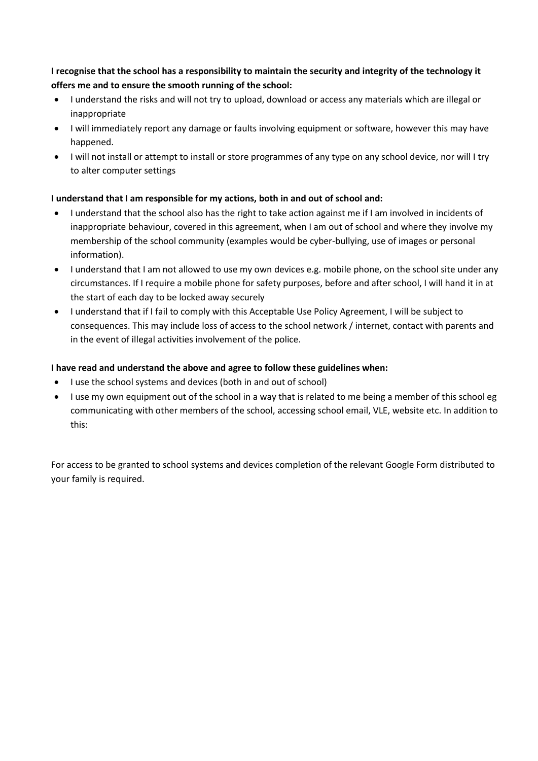**I recognise that the school has a responsibility to maintain the security and integrity of the technology it offers me and to ensure the smooth running of the school:**

- I understand the risks and will not try to upload, download or access any materials which are illegal or inappropriate
- I will immediately report any damage or faults involving equipment or software, however this may have happened.
- I will not install or attempt to install or store programmes of any type on any school device, nor will I try to alter computer settings

**I understand that I am responsible for my actions, both in and out of school and:**

- I understand that the school also has the right to take action against me if I am involved in incidents of inappropriate behaviour, covered in this agreement, when I am out of school and where they involve my membership of the school community (examples would be cyber-bullying, use of images or personal information).
- I understand that I am not allowed to use my own devices e.g. mobile phone, on the school site under any circumstances. If I require a mobile phone for safety purposes, before and after school, I will hand it in at the start of each day to be locked away securely
- I understand that if I fail to comply with this Acceptable Use Policy Agreement, I will be subject to consequences. This may include loss of access to the school network / internet, contact with parents and in the event of illegal activities involvement of the police.

**I have read and understand the above and agree to follow these guidelines when:**

- I use the school systems and devices (both in and out of school)
- I use my own equipment out of the school in a way that is related to me being a member of this school eg communicating with other members of the school, accessing school email, VLE, website etc. In addition to this:

For access to be granted to school systems and devices completion of the relevant Google Form distributed to your family is required.